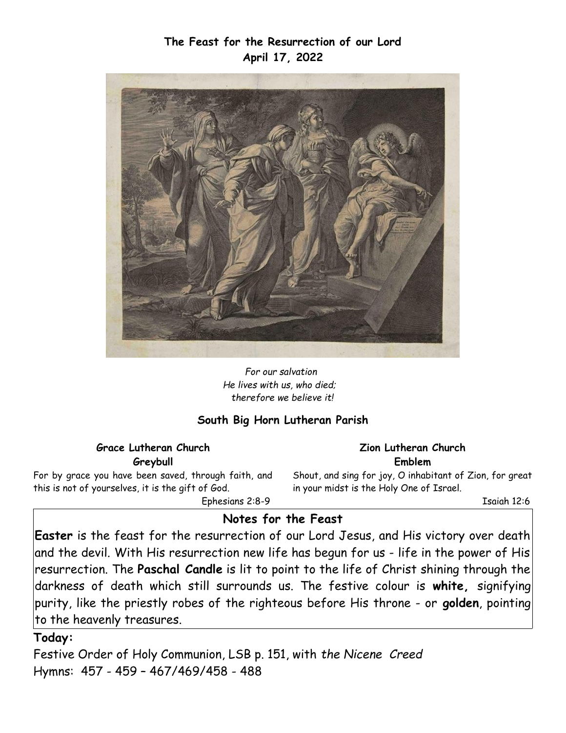**The Feast for the Resurrection of our Lord**
**April 17, 2022**

*For our salvation*
*He lives with us, who died;*
*therefore we believe it!*

**South Big Horn Lutheran Parish**

**Grace Lutheran Church**
**Greybull**

For by grace you have been saved, through faith, and this is not of yourselves, it is the gift of God.

Ephesians 2:8-9

**Zion Lutheran Church**
**Emblem**

Shout, and sing for joy, O inhabitant of Zion, for great in your midst is the Holy One of Israel.

Isaiah 12:6

## Notes for the Feast

**Easter** is the feast for the resurrection of our Lord Jesus, and His victory over death and the devil. With His resurrection new life has begun for us - life in the power of His resurrection. The **Paschal Candle** is lit to point to the life of Christ shining through the darkness of death which still surrounds us. The festive colour is **white,** signifying purity, like the priestly robes of the righteous before His throne - or **golden**, pointing to the heavenly treasures.

**Today:**

Festive Order of Holy Communion, LSB p. 151, with *the Nicene Creed*
Hymns: 457 - 459 – 467/469/458 - 488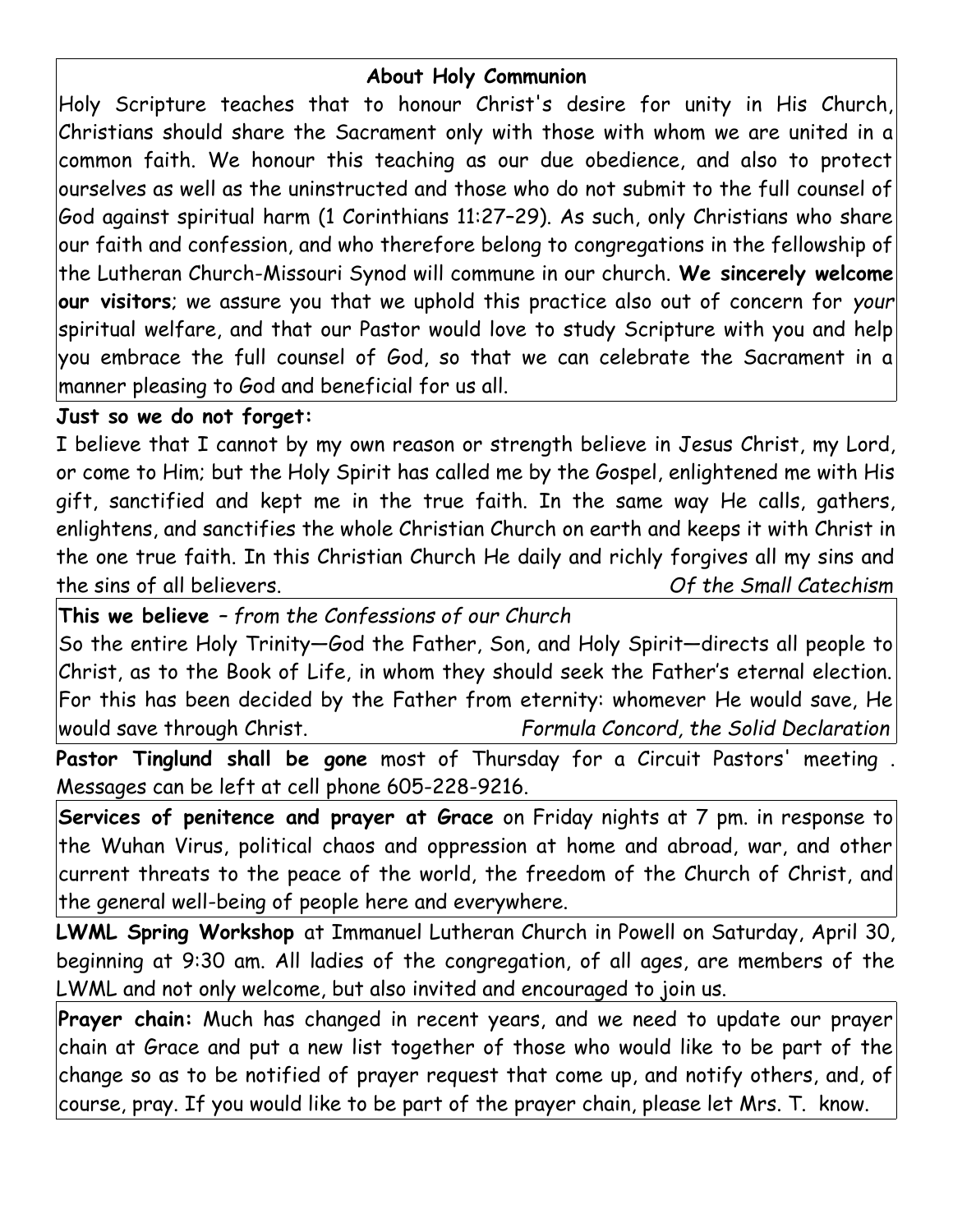## About Holy Communion

Holy Scripture teaches that to honour Christ's desire for unity in His Church, Christians should share the Sacrament only with those with whom we are united in a common faith. We honour this teaching as our due obedience, and also to protect ourselves as well as the uninstructed and those who do not submit to the full counsel of God against spiritual harm (1 Corinthians 11:27–29). As such, only Christians who share our faith and confession, and who therefore belong to congregations in the fellowship of the Lutheran Church-Missouri Synod will commune in our church. **We sincerely welcome our visitors**; we assure you that we uphold this practice also out of concern for *your* spiritual welfare, and that our Pastor would love to study Scripture with you and help you embrace the full counsel of God, so that we can celebrate the Sacrament in a manner pleasing to God and beneficial for us all.

**Just so we do not forget:**

I believe that I cannot by my own reason or strength believe in Jesus Christ, my Lord, or come to Him; but the Holy Spirit has called me by the Gospel, enlightened me with His gift, sanctified and kept me in the true faith. In the same way He calls, gathers, enlightens, and sanctifies the whole Christian Church on earth and keeps it with Christ in the one true faith. In this Christian Church He daily and richly forgives all my sins and the sins of all believers. *Of the Small Catechism*

**This we believe** – *from the Confessions of our Church*

So the entire Holy Trinity—God the Father, Son, and Holy Spirit—directs all people to Christ, as to the Book of Life, in whom they should seek the Father's eternal election. For this has been decided by the Father from eternity: whomever He would save, He would save through Christ. *Formula Concord, the Solid Declaration*

**Pastor Tinglund shall be gone** most of Thursday for a Circuit Pastors' meeting . Messages can be left at cell phone 605-228-9216.

**Services of penitence and prayer at Grace** on Friday nights at 7 pm. in response to the Wuhan Virus, political chaos and oppression at home and abroad, war, and other current threats to the peace of the world, the freedom of the Church of Christ, and the general well-being of people here and everywhere.

**LWML Spring Workshop** at Immanuel Lutheran Church in Powell on Saturday, April 30, beginning at 9:30 am. All ladies of the congregation, of all ages, are members of the LWML and not only welcome, but also invited and encouraged to join us.

**Prayer chain:** Much has changed in recent years, and we need to update our prayer chain at Grace and put a new list together of those who would like to be part of the change so as to be notified of prayer request that come up, and notify others, and, of course, pray. If you would like to be part of the prayer chain, please let Mrs. T. know.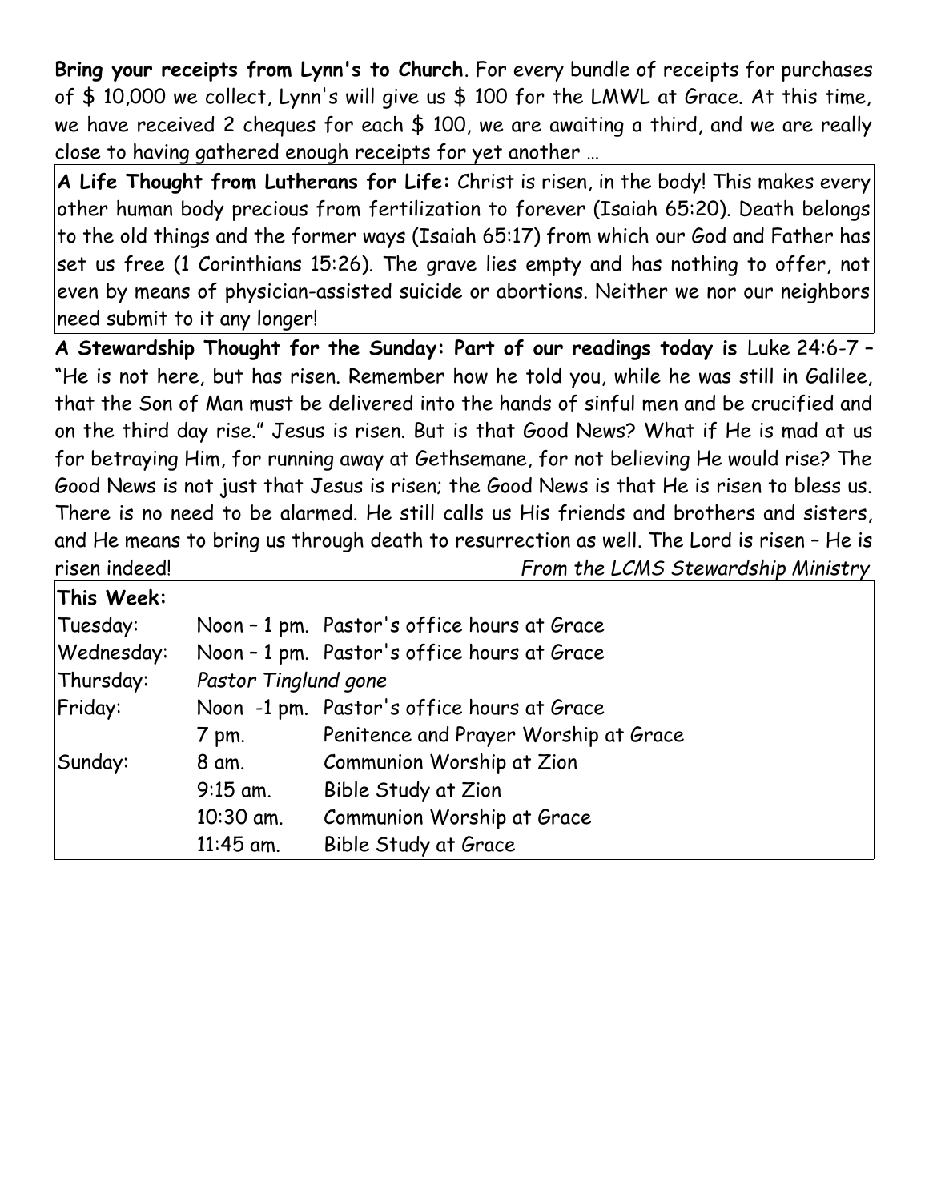**Bring your receipts from Lynn's to Church**. For every bundle of receipts for purchases of $ 10,000 we collect, Lynn's will give us $ 100 for the LMWL at Grace. At this time, we have received 2 cheques for each $ 100, we are awaiting a third, and we are really close to having gathered enough receipts for yet another …

**A Life Thought from Lutherans for Life:** Christ is risen, in the body! This makes every other human body precious from fertilization to forever (Isaiah 65:20). Death belongs to the old things and the former ways (Isaiah 65:17) from which our God and Father has set us free (1 Corinthians 15:26). The grave lies empty and has nothing to offer, not even by means of physician-assisted suicide or abortions. Neither we nor our neighbors need submit to it any longer!

**A Stewardship Thought for the Sunday: Part of our readings today is** Luke 24:6-7 – "He is not here, but has risen. Remember how he told you, while he was still in Galilee, that the Son of Man must be delivered into the hands of sinful men and be crucified and on the third day rise." Jesus is risen. But is that Good News? What if He is mad at us for betraying Him, for running away at Gethsemane, for not believing He would rise? The Good News is not just that Jesus is risen; the Good News is that He is risen to bless us. There is no need to be alarmed. He still calls us His friends and brothers and sisters, and He means to bring us through death to resurrection as well. The Lord is risen – He is risen indeed! *From the LCMS Stewardship Ministry*

| **This Week:** | | |
|---|---|---|
| Tuesday: | Noon – 1 pm. | Pastor's office hours at Grace |
| Wednesday: | Noon – 1 pm. | Pastor's office hours at Grace |
| Thursday: | *Pastor Tinglund gone* | |
| Friday: | Noon -1 pm. | Pastor's office hours at Grace |
| | 7 pm. | Penitence and Prayer Worship at Grace |
| Sunday: | 8 am. | Communion Worship at Zion |
| | 9:15 am. | Bible Study at Zion |
| | 10:30 am. | Communion Worship at Grace |
| | 11:45 am. | Bible Study at Grace |